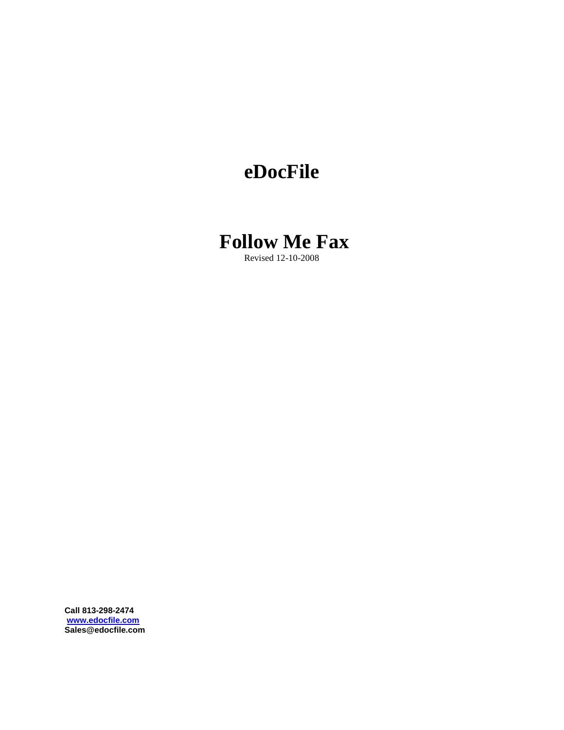# eDocFile

# Follow Me Fax

Revised 12-10-2008

**Call 813-298-2474**
**[www.edocfile.com](http://www.edocfile.com)**
**Sales@edocfile.com**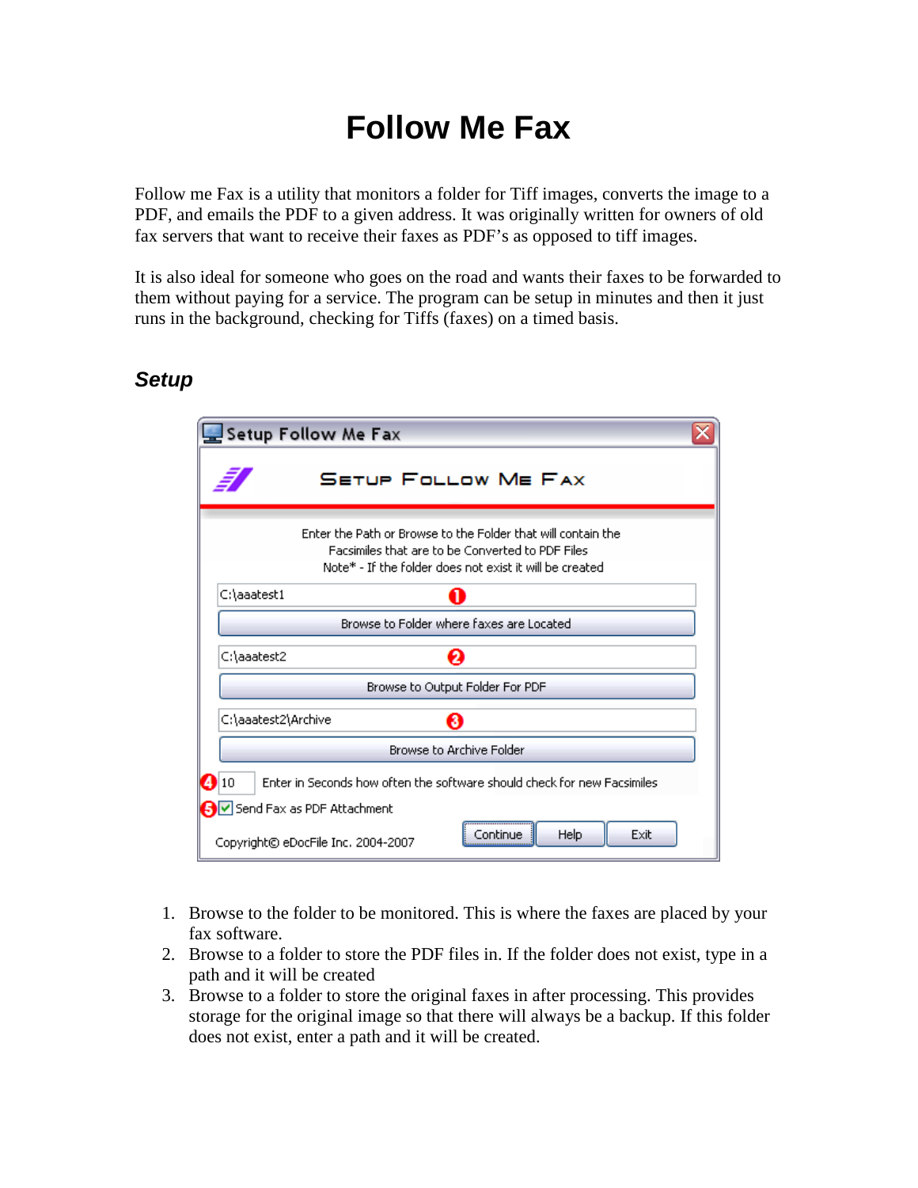# Follow Me Fax

Follow me Fax is a utility that monitors a folder for Tiff images, converts the image to a PDF, and emails the PDF to a given address. It was originally written for owners of old fax servers that want to receive their faxes as PDF's as opposed to tiff images.

It is also ideal for someone who goes on the road and wants their faxes to be forwarded to them without paying for a service. The program can be setup in minutes and then it just runs in the background, checking for Tiffs (faxes) on a timed basis.

## *Setup*

1. Browse to the folder to be monitored. This is where the faxes are placed by your fax software.
2. Browse to a folder to store the PDF files in. If the folder does not exist, type in a path and it will be created
3. Browse to a folder to store the original faxes in after processing. This provides storage for the original image so that there will always be a backup. If this folder does not exist, enter a path and it will be created.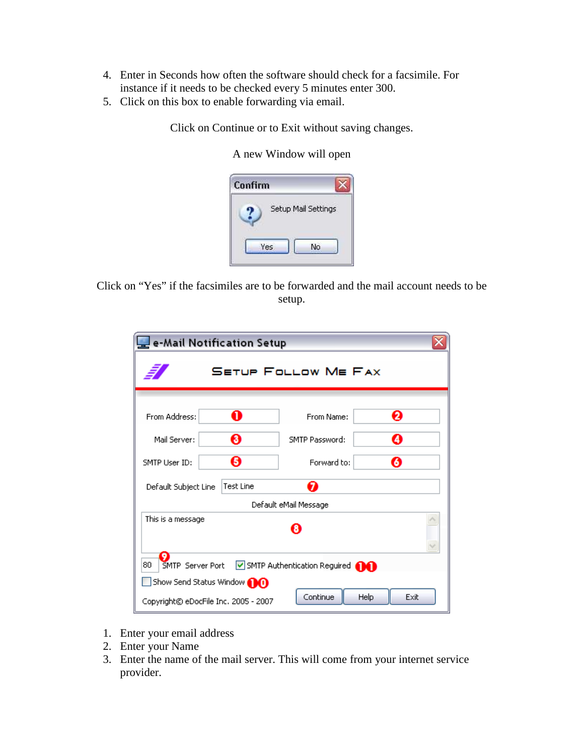4. Enter in Seconds how often the software should check for a facsimile. For instance if it needs to be checked every 5 minutes enter 300.
5. Click on this box to enable forwarding via email.

Click on Continue or to Exit without saving changes.

A new Window will open

Click on "Yes" if the facsimiles are to be forwarded and the mail account needs to be setup.

1. Enter your email address
2. Enter your Name
3. Enter the name of the mail server. This will come from your internet service provider.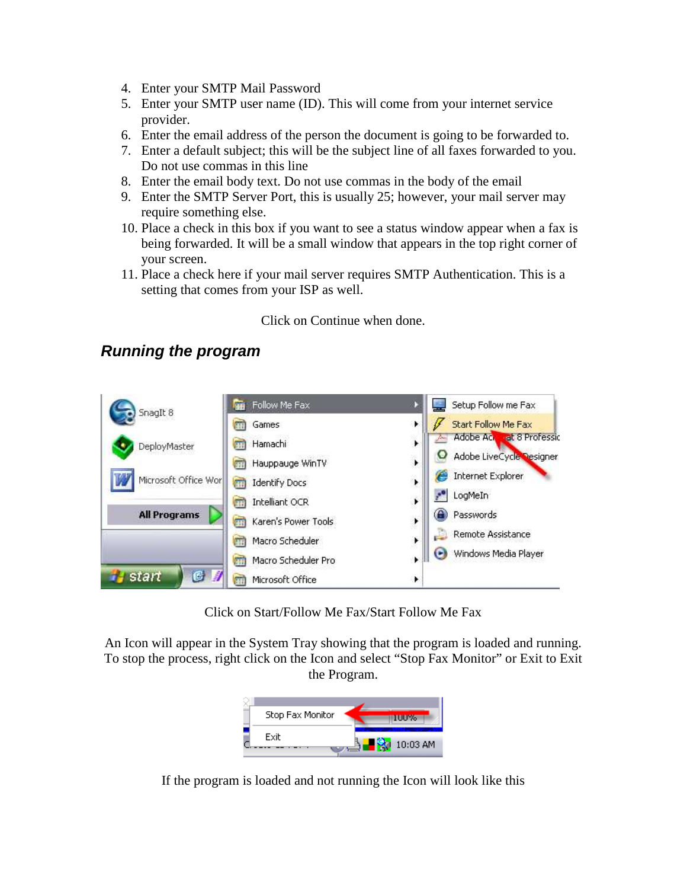4. Enter your SMTP Mail Password
5. Enter your SMTP user name (ID). This will come from your internet service provider.
6. Enter the email address of the person the document is going to be forwarded to.
7. Enter a default subject; this will be the subject line of all faxes forwarded to you. Do not use commas in this line
8. Enter the email body text. Do not use commas in the body of the email
9. Enter the SMTP Server Port, this is usually 25; however, your mail server may require something else.
10. Place a check in this box if you want to see a status window appear when a fax is being forwarded. It will be a small window that appears in the top right corner of your screen.
11. Place a check here if your mail server requires SMTP Authentication. This is a setting that comes from your ISP as well.

Click on Continue when done.

## *Running the program*

Click on Start/Follow Me Fax/Start Follow Me Fax

An Icon will appear in the System Tray showing that the program is loaded and running. To stop the process, right click on the Icon and select “Stop Fax Monitor” or Exit to Exit the Program.

If the program is loaded and not running the Icon will look like this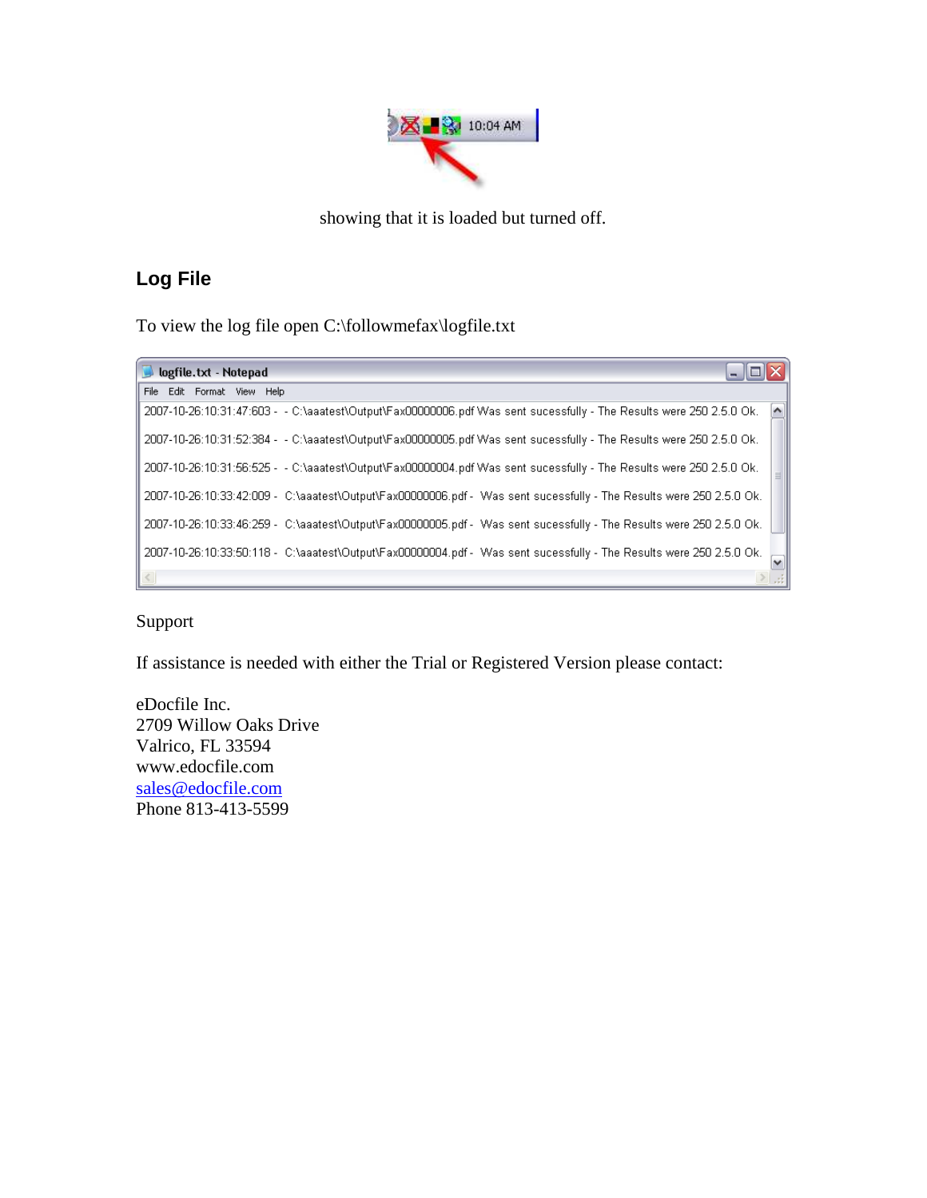showing that it is loaded but turned off.

## Log File

To view the log file open C:\followmefax\logfile.txt

Support

If assistance is needed with either the Trial or Registered Version please contact:

eDocfile Inc.
2709 Willow Oaks Drive
Valrico, FL 33594
www.edocfile.com
sales@edocfile.com
Phone 813-413-5599